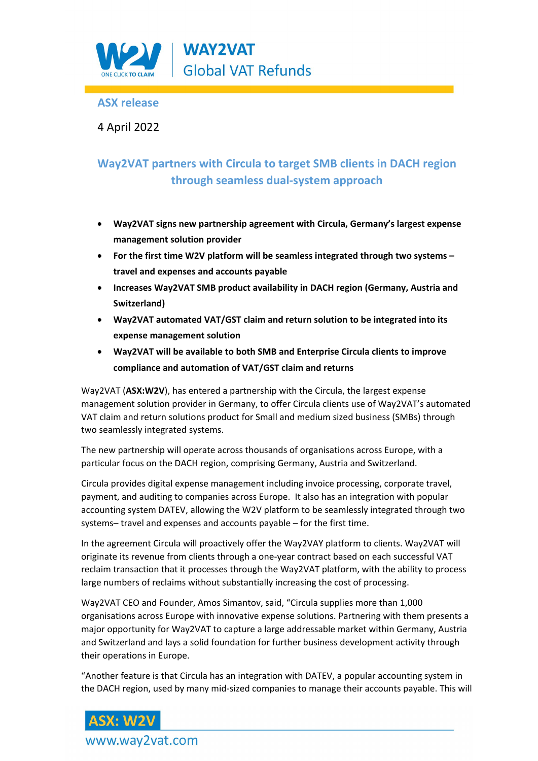**WAY2VAT**
Global VAT Refunds

ASX release

4 April 2022

## Way2VAT partners with Circula to target SMB clients in DACH region through seamless dual-system approach

- **Way2VAT signs new partnership agreement with Circula, Germany's largest expense management solution provider**
- **For the first time W2V platform will be seamless integrated through two systems – travel and expenses and accounts payable**
- **Increases Way2VAT SMB product availability in DACH region (Germany, Austria and Switzerland)**
- **Way2VAT automated VAT/GST claim and return solution to be integrated into its expense management solution**
- **Way2VAT will be available to both SMB and Enterprise Circula clients to improve compliance and automation of VAT/GST claim and returns**

Way2VAT (**ASX:W2V**), has entered a partnership with the Circula, the largest expense management solution provider in Germany, to offer Circula clients use of Way2VAT's automated VAT claim and return solutions product for Small and medium sized business (SMBs) through two seamlessly integrated systems.

The new partnership will operate across thousands of organisations across Europe, with a particular focus on the DACH region, comprising Germany, Austria and Switzerland.

Circula provides digital expense management including invoice processing, corporate travel, payment, and auditing to companies across Europe. It also has an integration with popular accounting system DATEV, allowing the W2V platform to be seamlessly integrated through two systems– travel and expenses and accounts payable – for the first time.

In the agreement Circula will proactively offer the Way2VAY platform to clients. Way2VAT will originate its revenue from clients through a one-year contract based on each successful VAT reclaim transaction that it processes through the Way2VAT platform, with the ability to process large numbers of reclaims without substantially increasing the cost of processing.

Way2VAT CEO and Founder, Amos Simantov, said, "Circula supplies more than 1,000 organisations across Europe with innovative expense solutions. Partnering with them presents a major opportunity for Way2VAT to capture a large addressable market within Germany, Austria and Switzerland and lays a solid foundation for further business development activity through their operations in Europe.

"Another feature is that Circula has an integration with DATEV, a popular accounting system in the DACH region, used by many mid-sized companies to manage their accounts payable. This will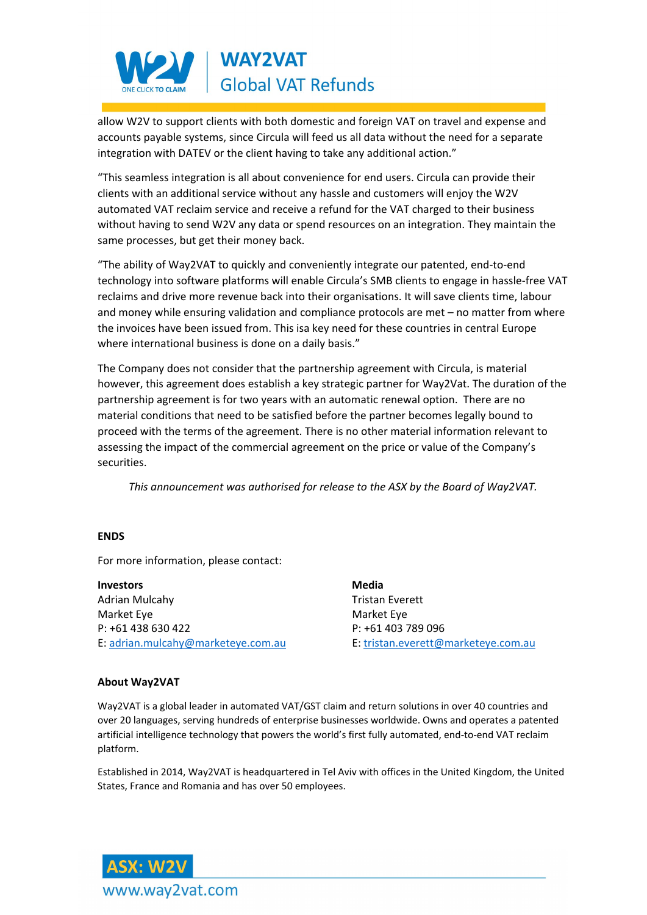allow W2V to support clients with both domestic and foreign VAT on travel and expense and accounts payable systems, since Circula will feed us all data without the need for a separate integration with DATEV or the client having to take any additional action."

"This seamless integration is all about convenience for end users. Circula can provide their clients with an additional service without any hassle and customers will enjoy the W2V automated VAT reclaim service and receive a refund for the VAT charged to their business without having to send W2V any data or spend resources on an integration. They maintain the same processes, but get their money back.

"The ability of Way2VAT to quickly and conveniently integrate our patented, end-to-end technology into software platforms will enable Circula's SMB clients to engage in hassle-free VAT reclaims and drive more revenue back into their organisations. It will save clients time, labour and money while ensuring validation and compliance protocols are met – no matter from where the invoices have been issued from. This isa key need for these countries in central Europe where international business is done on a daily basis."

The Company does not consider that the partnership agreement with Circula, is material however, this agreement does establish a key strategic partner for Way2Vat. The duration of the partnership agreement is for two years with an automatic renewal option. There are no material conditions that need to be satisfied before the partner becomes legally bound to proceed with the terms of the agreement. There is no other material information relevant to assessing the impact of the commercial agreement on the price or value of the Company's securities.

*This announcement was authorised for release to the ASX by the Board of Way2VAT.*

**ENDS**

For more information, please contact:

**Investors**
Adrian Mulcahy
Market Eye
P: +61 438 630 422
E: adrian.mulcahy@marketeye.com.au

**Media**
Tristan Everett
Market Eye
P: +61 403 789 096
E: tristan.everett@marketeye.com.au

**About Way2VAT**

Way2VAT is a global leader in automated VAT/GST claim and return solutions in over 40 countries and over 20 languages, serving hundreds of enterprise businesses worldwide. Owns and operates a patented artificial intelligence technology that powers the world's first fully automated, end-to-end VAT reclaim platform.

Established in 2014, Way2VAT is headquartered in Tel Aviv with offices in the United Kingdom, the United States, France and Romania and has over 50 employees.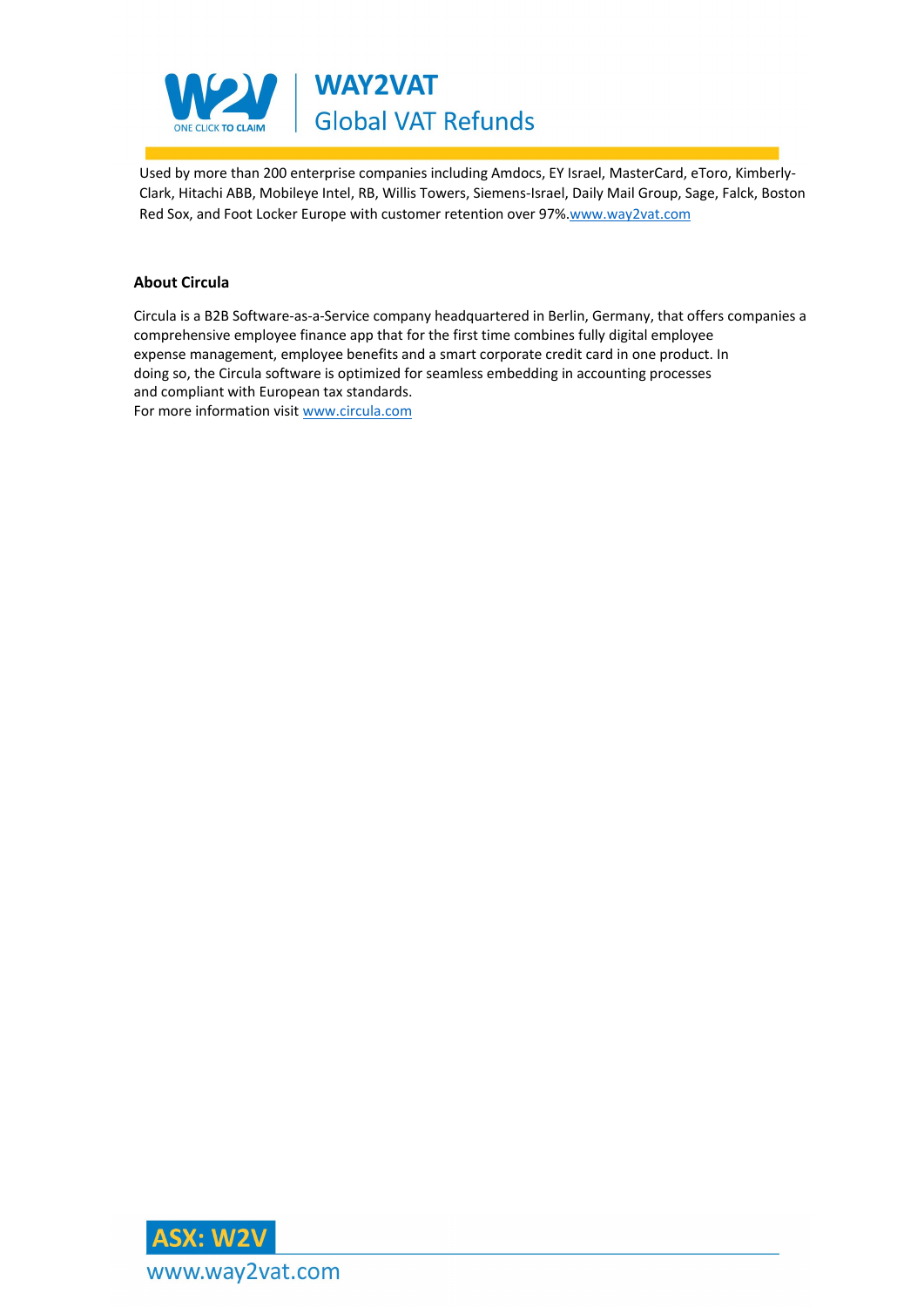Used by more than 200 enterprise companies including Amdocs, EY Israel, MasterCard, eToro, Kimberly-Clark, Hitachi ABB, Mobileye Intel, RB, Willis Towers, Siemens-Israel, Daily Mail Group, Sage, Falck, Boston Red Sox, and Foot Locker Europe with customer retention over 97%.www.way2vat.com

**About Circula**

Circula is a B2B Software-as-a-Service company headquartered in Berlin, Germany, that offers companies a comprehensive employee finance app that for the first time combines fully digital employee expense management, employee benefits and a smart corporate credit card in one product. In doing so, the Circula software is optimized for seamless embedding in accounting processes and compliant with European tax standards.
For more information visit www.circula.com